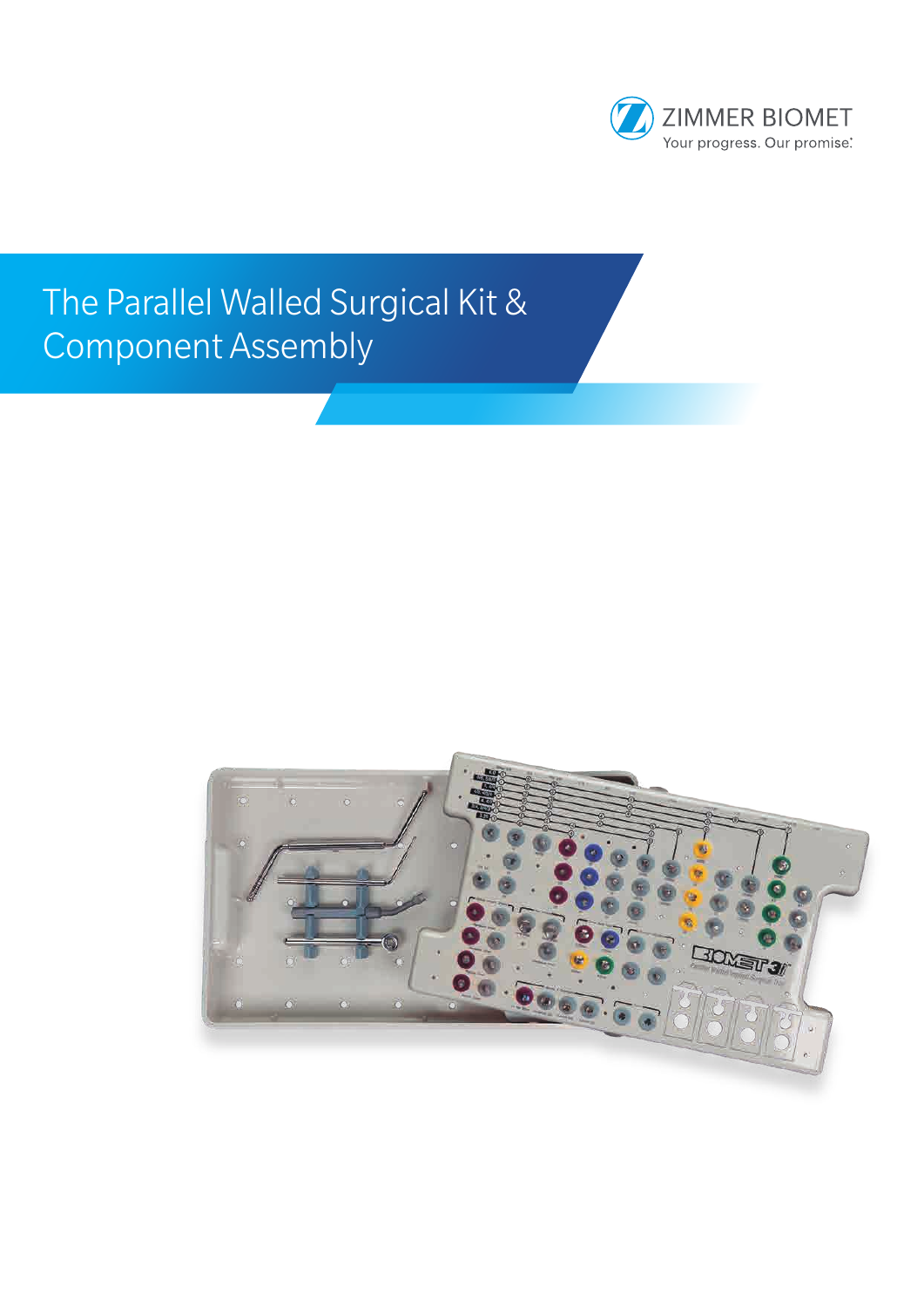ZIMMER BIOMET

Your progress. Our promise.

# The Parallel Walled Surgical Kit & Component Assembly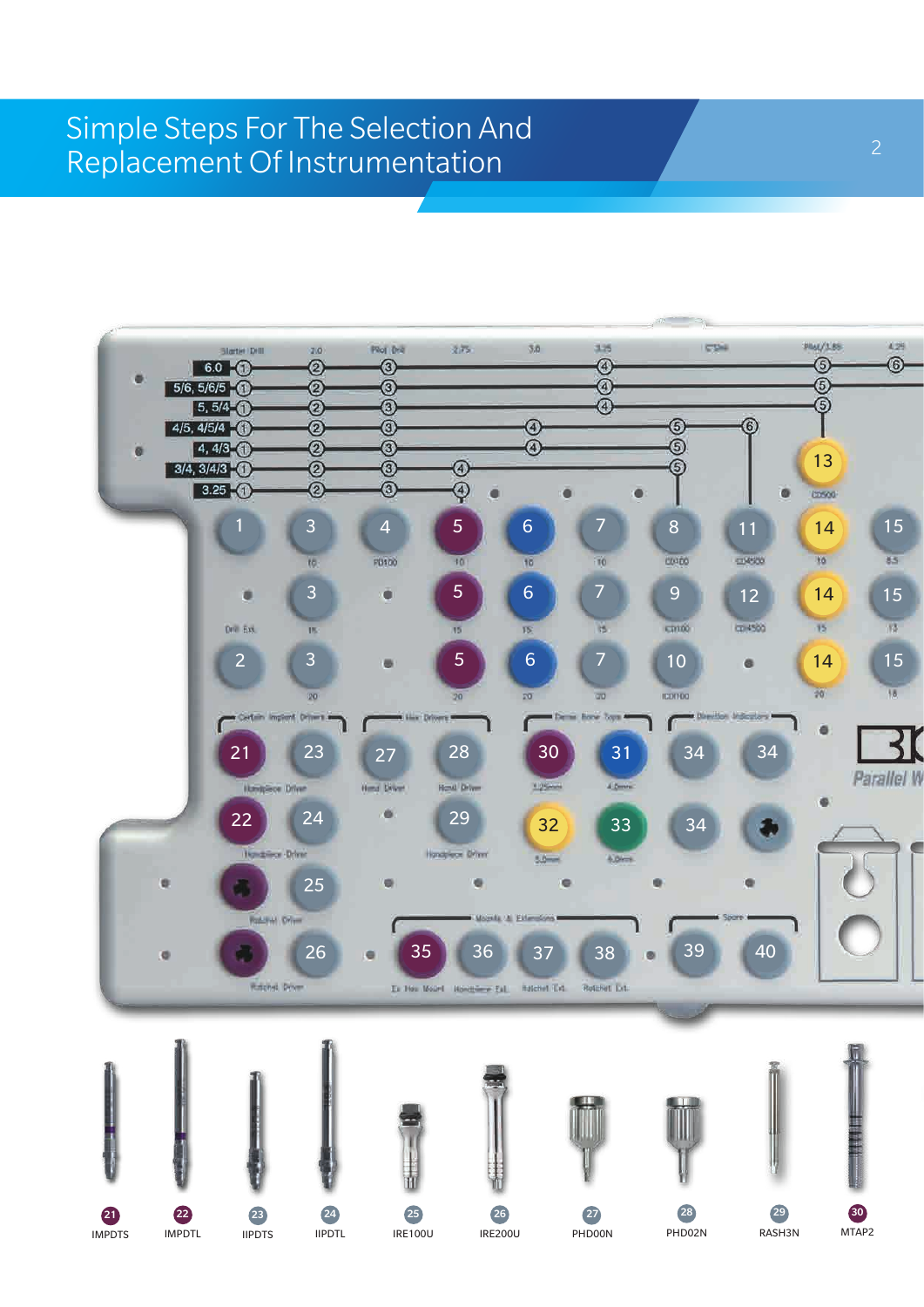# Simple Steps For The Selection And Replacement Of Instrumentation

| 21 | 22 | 23 | 24 | 25 | 26 | 27 | 28 | 29 | 30 |
|---|---|---|---|---|---|---|---|---|---|
| IMPDTS | IMPDTL | IIPDTS | IIPDTL | IRE100U | IRE200U | PHD00N | PHD02N | RASH3N | MTAP2 |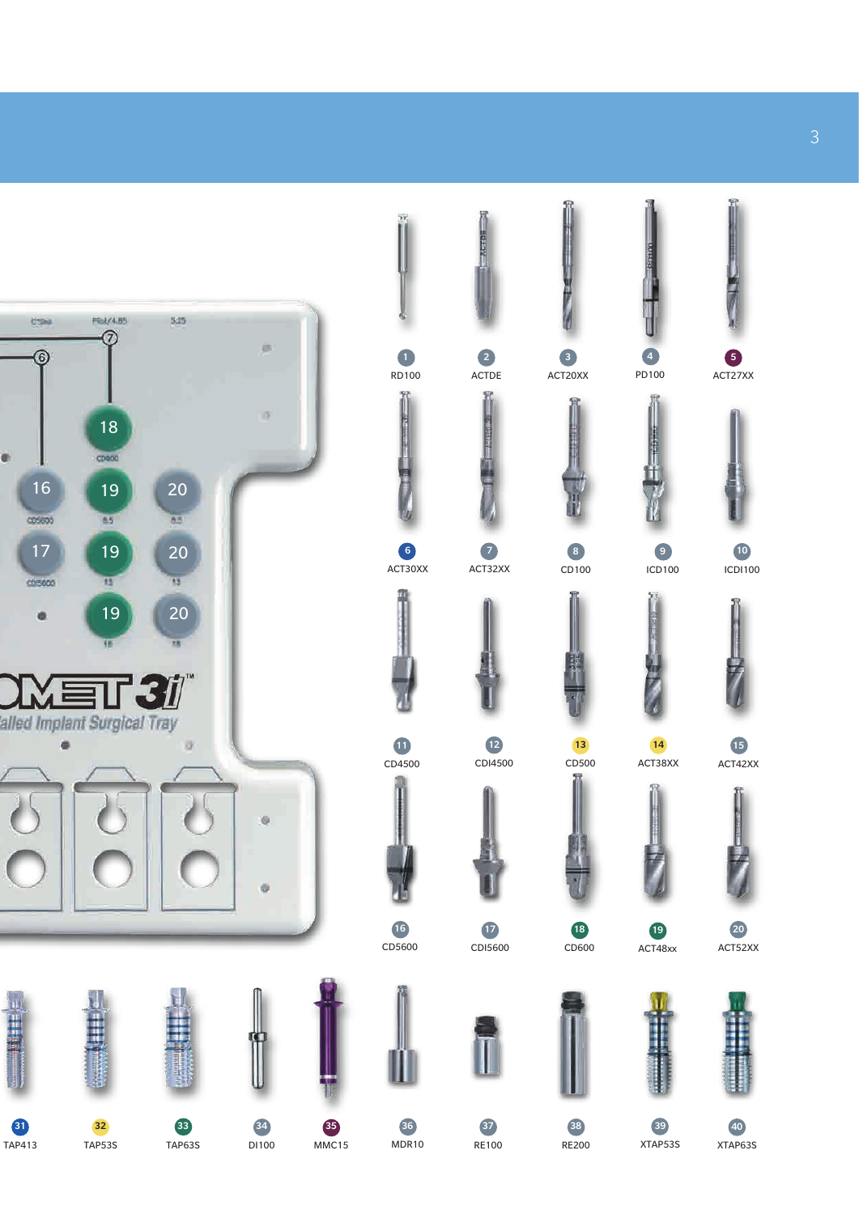| No. | Code |
|---|---|
| 1 | RD100 |
| 2 | ACTDE |
| 3 | ACT20XX |
| 4 | PD100 |
| 5 | ACT27XX |
| 6 | ACT30XX |
| 7 | ACT32XX |
| 8 | CD100 |
| 9 | ICD100 |
| 10 | ICDI100 |
| 11 | CD4500 |
| 12 | CDI4500 |
| 13 | CD500 |
| 14 | ACT38XX |
| 15 | ACT42XX |
| 16 | CD5600 |
| 17 | CDI5600 |
| 18 | CD600 |
| 19 | ACT48xx |
| 20 | ACT52XX |
| 31 | TAP413 |
| 32 | TAP53S |
| 33 | TAP63S |
| 34 | DI100 |
| 35 | MMC15 |
| 36 | MDR10 |
| 37 | RE100 |
| 38 | RE200 |
| 39 | XTAP53S |
| 40 | XTAP63S |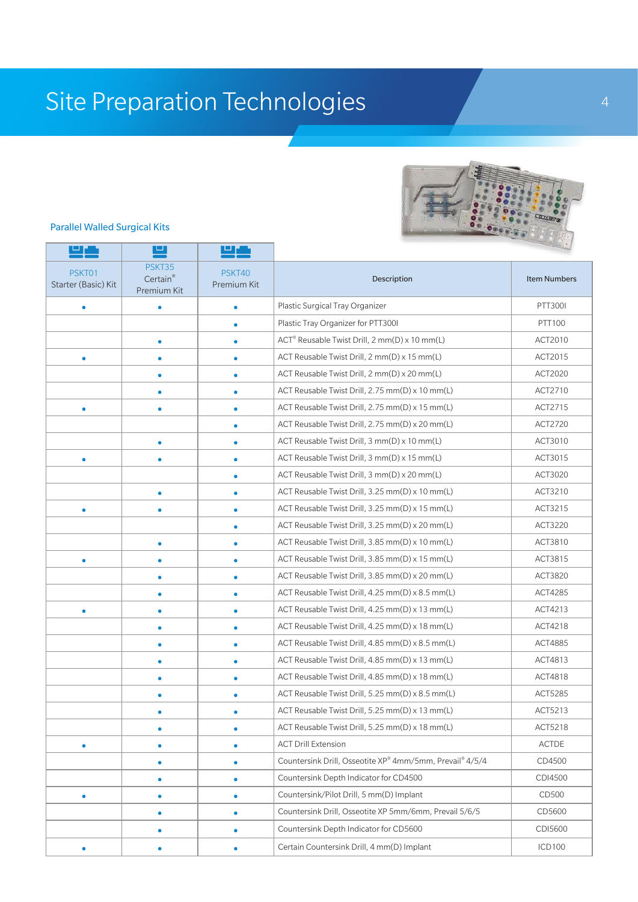# Site Preparation Technologies

## Parallel Walled Surgical Kits

| PSKT01 Starter (Basic) Kit | PSKT35 Certain® Premium Kit | PSKT40 Premium Kit | Description | Item Numbers |
|---|---|---|---|---|
| • | • | • | Plastic Surgical Tray Organizer | PTT300I |
| | | • | Plastic Tray Organizer for PTT300I | PTT100 |
| | • | • | ACT® Reusable Twist Drill, 2 mm(D) x 10 mm(L) | ACT2010 |
| • | • | • | ACT Reusable Twist Drill, 2 mm(D) x 15 mm(L) | ACT2015 |
| | • | • | ACT Reusable Twist Drill, 2 mm(D) x 20 mm(L) | ACT2020 |
| | • | • | ACT Reusable Twist Drill, 2.75 mm(D) x 10 mm(L) | ACT2710 |
| • | • | • | ACT Reusable Twist Drill, 2.75 mm(D) x 15 mm(L) | ACT2715 |
| | | • | ACT Reusable Twist Drill, 2.75 mm(D) x 20 mm(L) | ACT2720 |
| | • | • | ACT Reusable Twist Drill, 3 mm(D) x 10 mm(L) | ACT3010 |
| • | • | • | ACT Reusable Twist Drill, 3 mm(D) x 15 mm(L) | ACT3015 |
| | | • | ACT Reusable Twist Drill, 3 mm(D) x 20 mm(L) | ACT3020 |
| | • | • | ACT Reusable Twist Drill, 3.25 mm(D) x 10 mm(L) | ACT3210 |
| • | • | • | ACT Reusable Twist Drill, 3.25 mm(D) x 15 mm(L) | ACT3215 |
| | | • | ACT Reusable Twist Drill, 3.25 mm(D) x 20 mm(L) | ACT3220 |
| | • | • | ACT Reusable Twist Drill, 3.85 mm(D) x 10 mm(L) | ACT3810 |
| • | • | • | ACT Reusable Twist Drill, 3.85 mm(D) x 15 mm(L) | ACT3815 |
| | • | • | ACT Reusable Twist Drill, 3.85 mm(D) x 20 mm(L) | ACT3820 |
| | • | • | ACT Reusable Twist Drill, 4.25 mm(D) x 8.5 mm(L) | ACT4285 |
| • | • | • | ACT Reusable Twist Drill, 4.25 mm(D) x 13 mm(L) | ACT4213 |
| | • | • | ACT Reusable Twist Drill, 4.25 mm(D) x 18 mm(L) | ACT4218 |
| | • | • | ACT Reusable Twist Drill, 4.85 mm(D) x 8.5 mm(L) | ACT4885 |
| | • | • | ACT Reusable Twist Drill, 4.85 mm(D) x 13 mm(L) | ACT4813 |
| | • | • | ACT Reusable Twist Drill, 4.85 mm(D) x 18 mm(L) | ACT4818 |
| | • | • | ACT Reusable Twist Drill, 5.25 mm(D) x 8.5 mm(L) | ACT5285 |
| | • | • | ACT Reusable Twist Drill, 5.25 mm(D) x 13 mm(L) | ACT5213 |
| | • | • | ACT Reusable Twist Drill, 5.25 mm(D) x 18 mm(L) | ACT5218 |
| • | • | • | ACT Drill Extension | ACTDE |
| | • | • | Countersink Drill, Osseotite XP® 4mm/5mm, Prevail® 4/5/4 | CD4500 |
| | • | • | Countersink Depth Indicator for CD4500 | CDI4500 |
| • | • | • | Countersink/Pilot Drill, 5 mm(D) Implant | CD500 |
| | • | • | Countersink Drill, Osseotite XP 5mm/6mm, Prevail 5/6/5 | CD5600 |
| | • | • | Countersink Depth Indicator for CD5600 | CDI5600 |
| • | • | • | Certain Countersink Drill, 4 mm(D) Implant | ICD100 |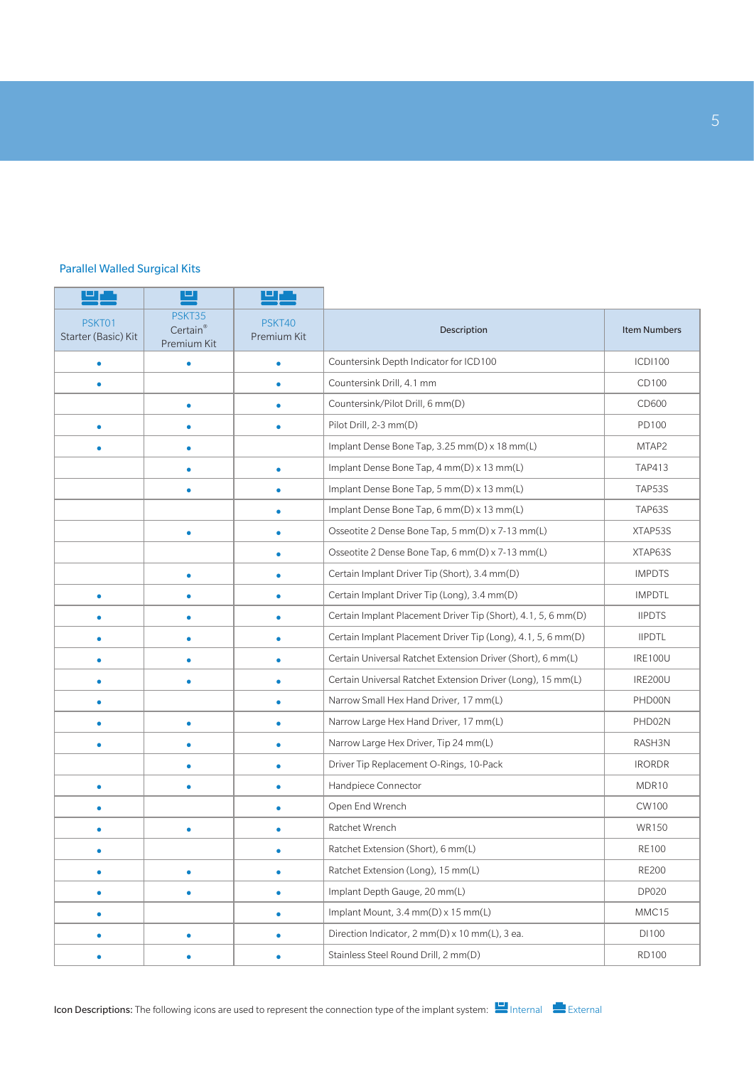## Parallel Walled Surgical Kits

| PSKT01 Starter (Basic) Kit | PSKT35 Certain® Premium Kit | PSKT40 Premium Kit | Description | Item Numbers |
|---|---|---|---|---|
| • | • | • | Countersink Depth Indicator for ICD100 | ICDI100 |
| • | | • | Countersink Drill, 4.1 mm | CD100 |
| | • | • | Countersink/Pilot Drill, 6 mm(D) | CD600 |
| • | • | • | Pilot Drill, 2-3 mm(D) | PD100 |
| • | • | | Implant Dense Bone Tap, 3.25 mm(D) x 18 mm(L) | MTAP2 |
| | • | • | Implant Dense Bone Tap, 4 mm(D) x 13 mm(L) | TAP413 |
| | • | • | Implant Dense Bone Tap, 5 mm(D) x 13 mm(L) | TAP53S |
| | | • | Implant Dense Bone Tap, 6 mm(D) x 13 mm(L) | TAP63S |
| | • | • | Osseotite 2 Dense Bone Tap, 5 mm(D) x 7-13 mm(L) | XTAP53S |
| | | • | Osseotite 2 Dense Bone Tap, 6 mm(D) x 7-13 mm(L) | XTAP63S |
| | • | • | Certain Implant Driver Tip (Short), 3.4 mm(D) | IMPDTS |
| • | • | • | Certain Implant Driver Tip (Long), 3.4 mm(D) | IMPDTL |
| • | • | • | Certain Implant Placement Driver Tip (Short), 4.1, 5, 6 mm(D) | IIPDTS |
| • | • | • | Certain Implant Placement Driver Tip (Long), 4.1, 5, 6 mm(D) | IIPDTL |
| • | • | • | Certain Universal Ratchet Extension Driver (Short), 6 mm(L) | IRE100U |
| • | • | • | Certain Universal Ratchet Extension Driver (Long), 15 mm(L) | IRE200U |
| • | | • | Narrow Small Hex Hand Driver, 17 mm(L) | PHD00N |
| • | • | • | Narrow Large Hex Hand Driver, 17 mm(L) | PHD02N |
| • | • | • | Narrow Large Hex Driver, Tip 24 mm(L) | RASH3N |
| | • | • | Driver Tip Replacement O-Rings, 10-Pack | IRORDR |
| • | • | • | Handpiece Connector | MDR10 |
| • | | • | Open End Wrench | CW100 |
| • | • | • | Ratchet Wrench | WR150 |
| • | | • | Ratchet Extension (Short), 6 mm(L) | RE100 |
| • | • | • | Ratchet Extension (Long), 15 mm(L) | RE200 |
| • | • | • | Implant Depth Gauge, 20 mm(L) | DP020 |
| • | | • | Implant Mount, 3.4 mm(D) x 15 mm(L) | MMC15 |
| • | • | • | Direction Indicator, 2 mm(D) x 10 mm(L), 3 ea. | DI100 |
| • | • | • | Stainless Steel Round Drill, 2 mm(D) | RD100 |

**Icon Descriptions:** The following icons are used to represent the connection type of the implant system: Internal External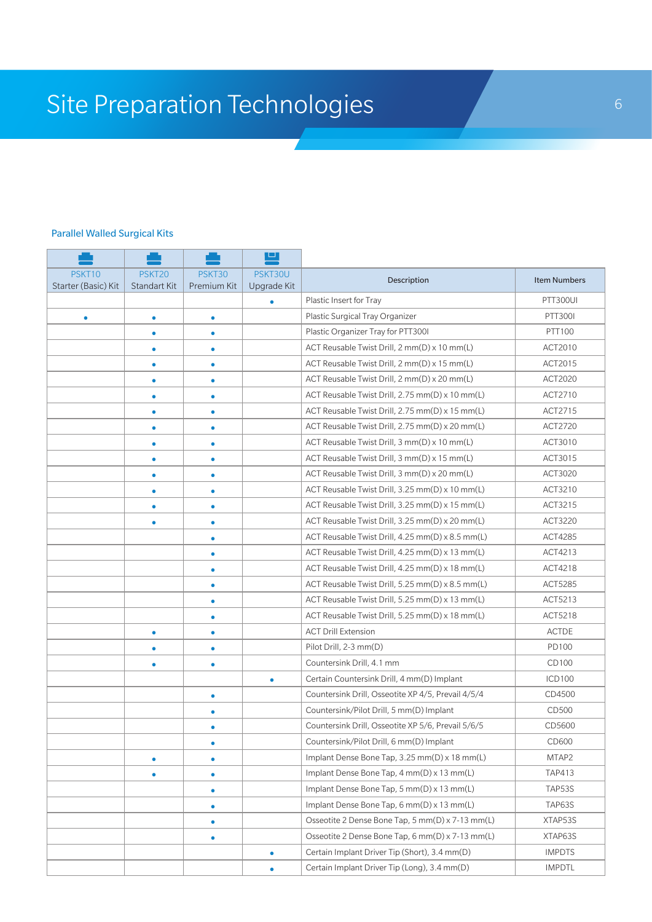# Site Preparation Technologies

## Parallel Walled Surgical Kits

| PSKT10 Starter (Basic) Kit | PSKT20 Standart Kit | PSKT30 Premium Kit | PSKT30U Upgrade Kit | Description | Item Numbers |
|---|---|---|---|---|---|
| | | | • | Plastic Insert for Tray | PTT300UI |
| • | • | • | | Plastic Surgical Tray Organizer | PTT300I |
| | • | • | | Plastic Organizer Tray for PTT300I | PTT100 |
| | • | • | | ACT Reusable Twist Drill, 2 mm(D) x 10 mm(L) | ACT2010 |
| | • | • | | ACT Reusable Twist Drill, 2 mm(D) x 15 mm(L) | ACT2015 |
| | • | • | | ACT Reusable Twist Drill, 2 mm(D) x 20 mm(L) | ACT2020 |
| | • | • | | ACT Reusable Twist Drill, 2.75 mm(D) x 10 mm(L) | ACT2710 |
| | • | • | | ACT Reusable Twist Drill, 2.75 mm(D) x 15 mm(L) | ACT2715 |
| | • | • | | ACT Reusable Twist Drill, 2.75 mm(D) x 20 mm(L) | ACT2720 |
| | • | • | | ACT Reusable Twist Drill, 3 mm(D) x 10 mm(L) | ACT3010 |
| | • | • | | ACT Reusable Twist Drill, 3 mm(D) x 15 mm(L) | ACT3015 |
| | • | • | | ACT Reusable Twist Drill, 3 mm(D) x 20 mm(L) | ACT3020 |
| | • | • | | ACT Reusable Twist Drill, 3.25 mm(D) x 10 mm(L) | ACT3210 |
| | • | • | | ACT Reusable Twist Drill, 3.25 mm(D) x 15 mm(L) | ACT3215 |
| | • | • | | ACT Reusable Twist Drill, 3.25 mm(D) x 20 mm(L) | ACT3220 |
| | | • | | ACT Reusable Twist Drill, 4.25 mm(D) x 8.5 mm(L) | ACT4285 |
| | | • | | ACT Reusable Twist Drill, 4.25 mm(D) x 13 mm(L) | ACT4213 |
| | | • | | ACT Reusable Twist Drill, 4.25 mm(D) x 18 mm(L) | ACT4218 |
| | | • | | ACT Reusable Twist Drill, 5.25 mm(D) x 8.5 mm(L) | ACT5285 |
| | | • | | ACT Reusable Twist Drill, 5.25 mm(D) x 13 mm(L) | ACT5213 |
| | | • | | ACT Reusable Twist Drill, 5.25 mm(D) x 18 mm(L) | ACT5218 |
| | • | • | | ACT Drill Extension | ACTDE |
| | • | • | | Pilot Drill, 2-3 mm(D) | PD100 |
| | • | • | | Countersink Drill, 4.1 mm | CD100 |
| | | | • | Certain Countersink Drill, 4 mm(D) Implant | ICD100 |
| | | • | | Countersink Drill, Osseotite XP 4/5, Prevail 4/5/4 | CD4500 |
| | | • | | Countersink/Pilot Drill, 5 mm(D) Implant | CD500 |
| | | • | | Countersink Drill, Osseotite XP 5/6, Prevail 5/6/5 | CD5600 |
| | | • | | Countersink/Pilot Drill, 6 mm(D) Implant | CD600 |
| | • | • | | Implant Dense Bone Tap, 3.25 mm(D) x 18 mm(L) | MTAP2 |
| | • | • | | Implant Dense Bone Tap, 4 mm(D) x 13 mm(L) | TAP413 |
| | | • | | Implant Dense Bone Tap, 5 mm(D) x 13 mm(L) | TAP53S |
| | | • | | Implant Dense Bone Tap, 6 mm(D) x 13 mm(L) | TAP63S |
| | | • | | Osseotite 2 Dense Bone Tap, 5 mm(D) x 7-13 mm(L) | XTAP53S |
| | | • | | Osseotite 2 Dense Bone Tap, 6 mm(D) x 7-13 mm(L) | XTAP63S |
| | | | • | Certain Implant Driver Tip (Short), 3.4 mm(D) | IMPDTS |
| | | | • | Certain Implant Driver Tip (Long), 3.4 mm(D) | IMPDTL |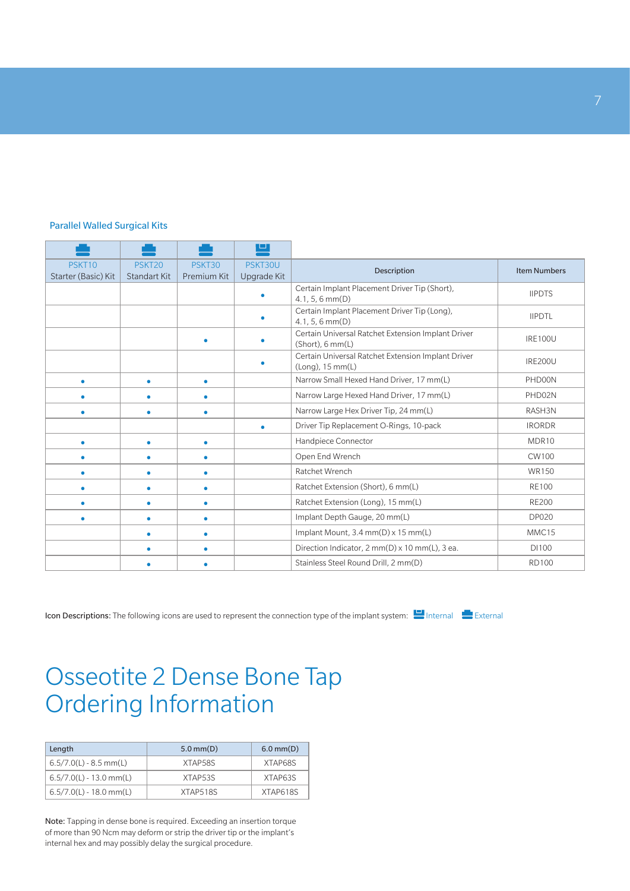### Parallel Walled Surgical Kits

| PSKT10 Starter (Basic) Kit | PSKT20 Standart Kit | PSKT30 Premium Kit | PSKT30U Upgrade Kit | Description | Item Numbers |
|---|---|---|---|---|---|
| | | | • | Certain Implant Placement Driver Tip (Short), 4.1, 5, 6 mm(D) | IIPDTS |
| | | | • | Certain Implant Placement Driver Tip (Long), 4.1, 5, 6 mm(D) | IIPDTL |
| | | • | • | Certain Universal Ratchet Extension Implant Driver (Short), 6 mm(L) | IRE100U |
| | | | • | Certain Universal Ratchet Extension Implant Driver (Long), 15 mm(L) | IRE200U |
| • | • | • | | Narrow Small Hexed Hand Driver, 17 mm(L) | PHD00N |
| • | • | • | | Narrow Large Hexed Hand Driver, 17 mm(L) | PHD02N |
| • | • | • | | Narrow Large Hex Driver Tip, 24 mm(L) | RASH3N |
| | | | • | Driver Tip Replacement O-Rings, 10-pack | IRORDR |
| • | • | • | | Handpiece Connector | MDR10 |
| • | • | • | | Open End Wrench | CW100 |
| • | • | • | | Ratchet Wrench | WR150 |
| • | • | • | | Ratchet Extension (Short), 6 mm(L) | RE100 |
| • | • | • | | Ratchet Extension (Long), 15 mm(L) | RE200 |
| • | • | • | | Implant Depth Gauge, 20 mm(L) | DP020 |
| | • | • | | Implant Mount, 3.4 mm(D) x 15 mm(L) | MMC15 |
| | • | • | | Direction Indicator, 2 mm(D) x 10 mm(L), 3 ea. | DI100 |
| | • | • | | Stainless Steel Round Drill, 2 mm(D) | RD100 |

**Icon Descriptions:** The following icons are used to represent the connection type of the implant system: Internal External

# Osseotite 2 Dense Bone Tap Ordering Information

| Length | 5.0 mm(D) | 6.0 mm(D) |
|---|---|---|
| 6.5/7.0(L) - 8.5 mm(L) | XTAP58S | XTAP68S |
| 6.5/7.0(L) - 13.0 mm(L) | XTAP53S | XTAP63S |
| 6.5/7.0(L) - 18.0 mm(L) | XTAP518S | XTAP618S |

**Note:** Tapping in dense bone is required. Exceeding an insertion torque of more than 90 Ncm may deform or strip the driver tip or the implant's internal hex and may possibly delay the surgical procedure.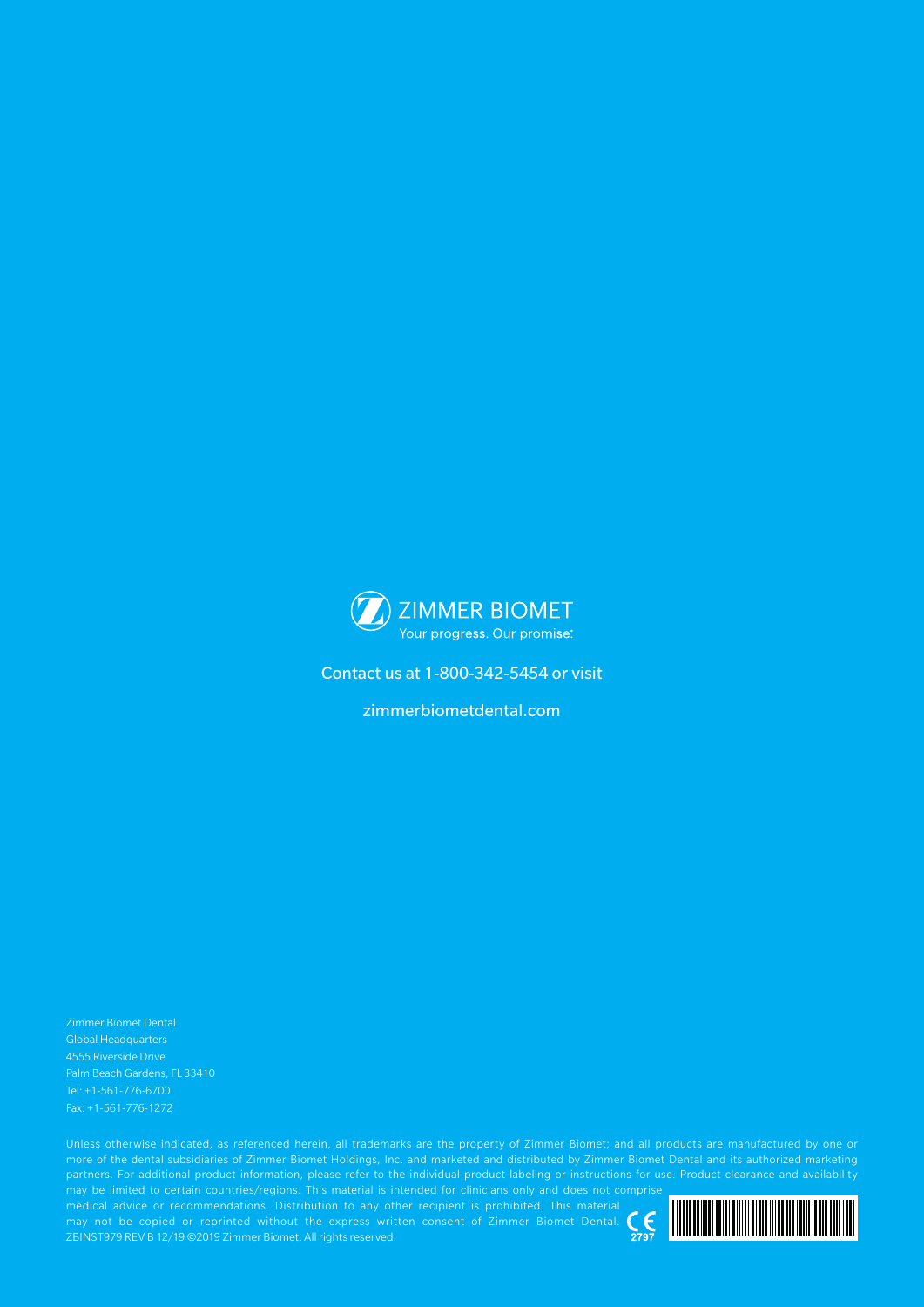ZIMMER BIOMET

Your progress. Our promise.®

Contact us at 1-800-342-5454 or visit

zimmerbiometdental.com

Zimmer Biomet Dental
Global Headquarters
4555 Riverside Drive
Palm Beach Gardens, FL 33410
Tel: +1-561-776-6700
Fax: +1-561-776-1272

Unless otherwise indicated, as referenced herein, all trademarks are the property of Zimmer Biomet; and all products are manufactured by one or more of the dental subsidiaries of Zimmer Biomet Holdings, Inc. and marketed and distributed by Zimmer Biomet Dental and its authorized marketing partners. For additional product information, please refer to the individual product labeling or instructions for use. Product clearance and availability may be limited to certain countries/regions. This material is intended for clinicians only and does not comprise medical advice or recommendations. Distribution to any other recipient is prohibited. This material may not be copied or reprinted without the express written consent of Zimmer Biomet Dental. ZBINST979 REV B 12/19 ©2019 Zimmer Biomet. All rights reserved.

CE 2797